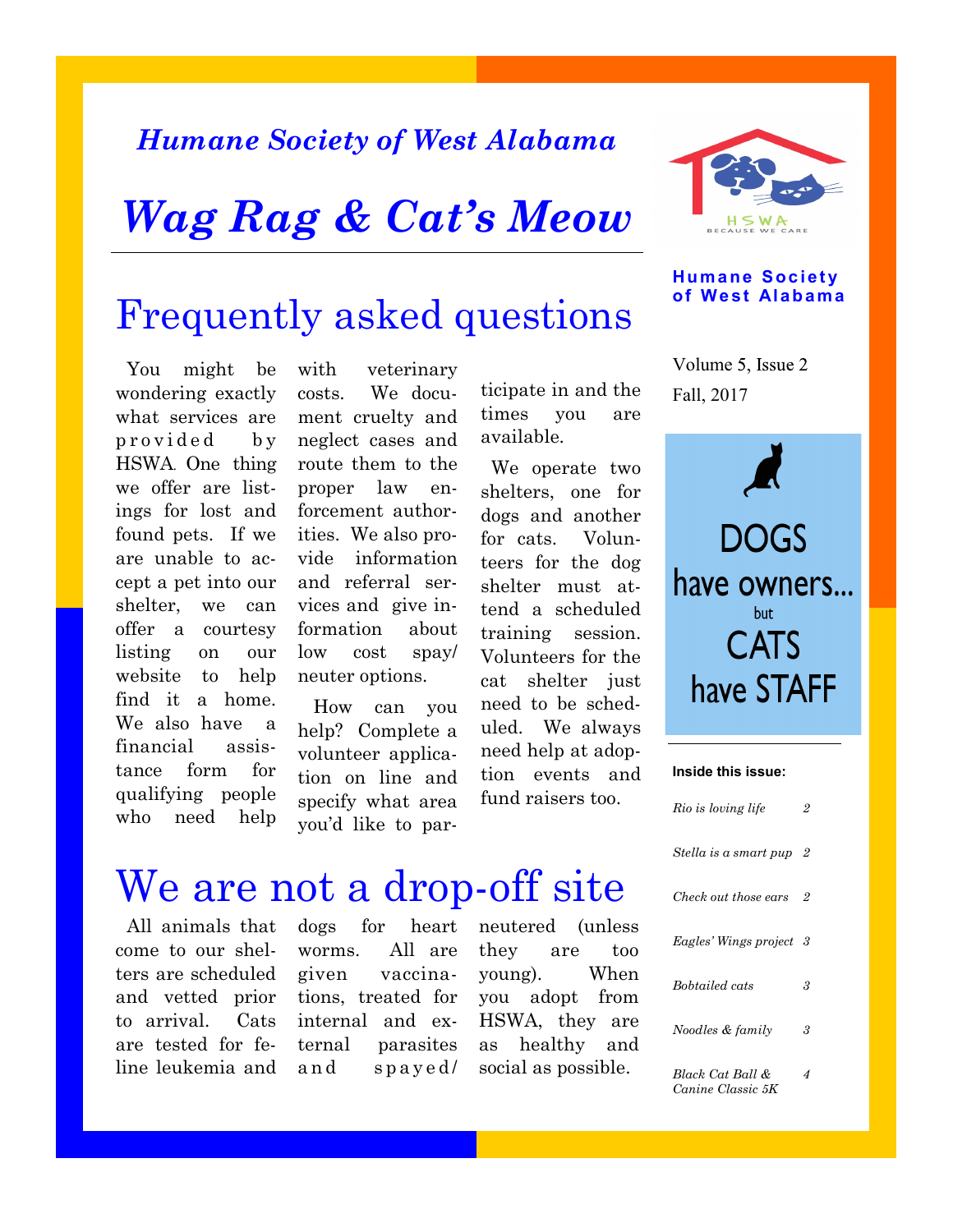*Humane Society of West Alabama*

# *Wag Rag & Cat's Meow*

**Humane Society of West Alabama**

Volume 5, Issue 2
Fall, 2017

DOGS have owners... but CATS have STAFF

**Inside this issue:**

| | |
|---|---|
| *Rio is loving life* | *2* |
| *Stella is a smart pup* | *2* |
| *Check out those ears* | *2* |
| *Eagles' Wings project* | *3* |
| *Bobtailed cats* | *3* |
| *Noodles & family* | *3* |
| *Black Cat Ball & Canine Classic 5K* | *4* |

## Frequently asked questions

You might be wondering exactly what services are provided by HSWA. One thing we offer are listings for lost and found pets. If we are unable to accept a pet into our shelter, we can offer a courtesy listing on our website to help find it a home. We also have a financial assistance form for qualifying people who need help with veterinary costs. We document cruelty and neglect cases and route them to the proper law enforcement authorities. We also provide information and referral services and give information about low cost spay/neuter options.

How can you help? Complete a volunteer application on line and specify what area you'd like to participate in and the times you are available.

We operate two shelters, one for dogs and another for cats. Volunteers for the dog shelter must attend a scheduled training session. Volunteers for the cat shelter just need to be scheduled. We always need help at adoption events and fund raisers too.

## We are not a drop-off site

All animals that come to our shelters are scheduled and vetted prior to arrival. Cats are tested for feline leukemia and dogs for heart worms. All are given vaccinations, treated for internal and external parasites and spayed/neutered (unless they are too young). When you adopt from HSWA, they are as healthy and social as possible.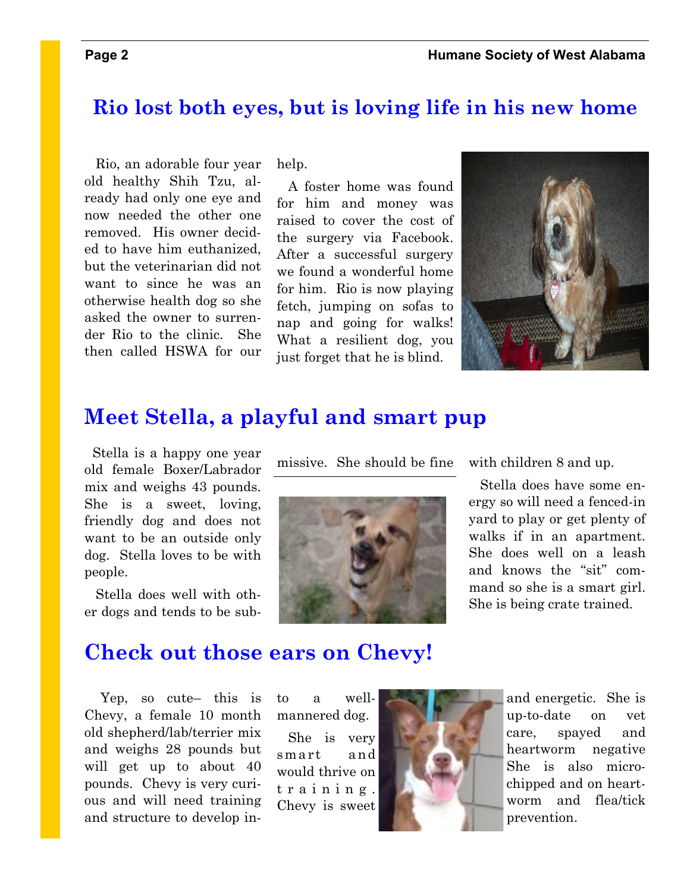## Rio lost both eyes, but is loving life in his new home

Rio, an adorable four year old healthy Shih Tzu, already had only one eye and now needed the other one removed. His owner decided to have him euthanized, but the veterinarian did not want to since he was an otherwise health dog so she asked the owner to surrender Rio to the clinic. She then called HSWA for our help.

A foster home was found for him and money was raised to cover the cost of the surgery via Facebook. After a successful surgery we found a wonderful home for him. Rio is now playing fetch, jumping on sofas to nap and going for walks! What a resilient dog, you just forget that he is blind.

## Meet Stella, a playful and smart pup

Stella is a happy one year old female Boxer/Labrador mix and weighs 43 pounds. She is a sweet, loving, friendly dog and does not want to be an outside only dog. Stella loves to be with people.

Stella does well with other dogs and tends to be submissive. She should be fine with children 8 and up.

Stella does have some energy so will need a fenced-in yard to play or get plenty of walks if in an apartment. She does well on a leash and knows the "sit" command so she is a smart girl. She is being crate trained.

## Check out those ears on Chevy!

Yep, so cute– this is Chevy, a female 10 month old shepherd/lab/terrier mix and weighs 28 pounds but will get up to about 40 pounds. Chevy is very curious and will need training and structure to develop into a well-mannered dog.

She is very smart and would thrive on training. Chevy is sweet and energetic. She is up-to-date on vet care, spayed and heartworm negative She is also microchipped and on heartworm and flea/tick prevention.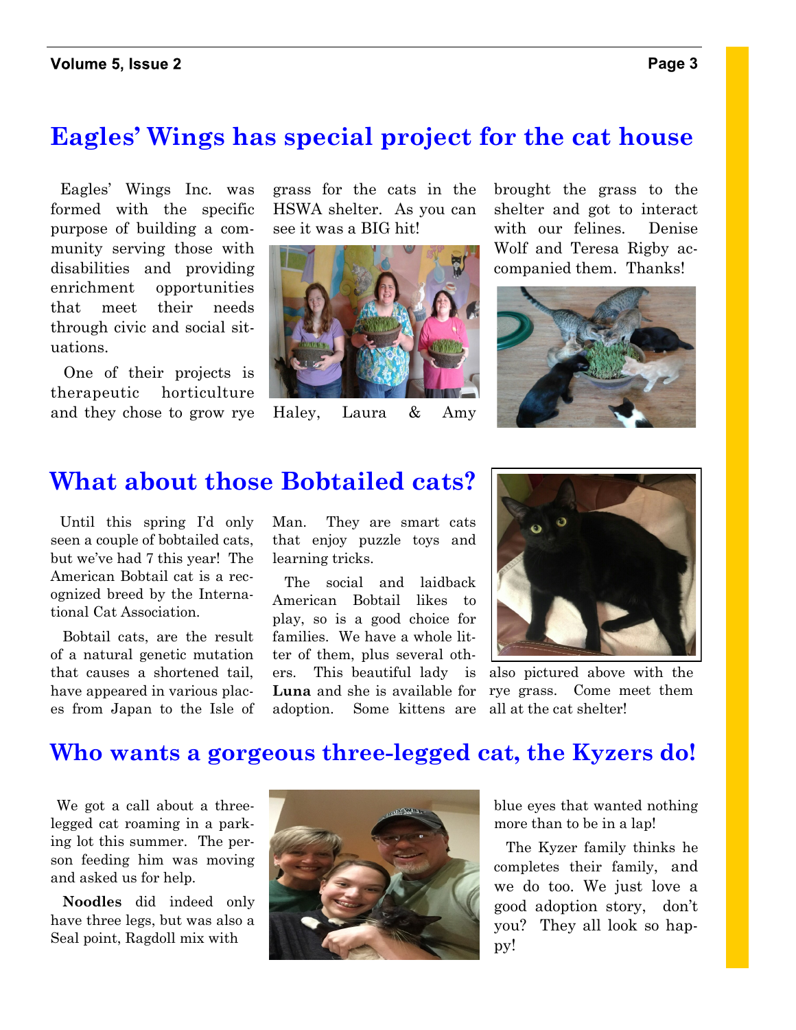## Eagles' Wings has special project for the cat house

Eagles' Wings Inc. was formed with the specific purpose of building a community serving those with disabilities and providing enrichment opportunities that meet their needs through civic and social situations.

One of their projects is therapeutic horticulture and they chose to grow rye grass for the cats in the HSWA shelter. As you can see it was a BIG hit!

Haley, Laura & Amy brought the grass to the shelter and got to interact with our felines. Denise Wolf and Teresa Rigby accompanied them. Thanks!

## What about those Bobtailed cats?

Until this spring I'd only seen a couple of bobtailed cats, but we've had 7 this year! The American Bobtail cat is a recognized breed by the International Cat Association.

Bobtail cats, are the result of a natural genetic mutation that causes a shortened tail, have appeared in various places from Japan to the Isle of Man. They are smart cats that enjoy puzzle toys and learning tricks.

The social and laidback American Bobtail likes to play, so is a good choice for families. We have a whole litter of them, plus several others. This beautiful lady is **Luna** and she is available for adoption. Some kittens are also pictured above with the rye grass. Come meet them all at the cat shelter!

## Who wants a gorgeous three-legged cat, the Kyzers do!

We got a call about a three-legged cat roaming in a parking lot this summer. The person feeding him was moving and asked us for help.

**Noodles** did indeed only have three legs, but was also a Seal point, Ragdoll mix with blue eyes that wanted nothing more than to be in a lap!

The Kyzer family thinks he completes their family, and we do too. We just love a good adoption story, don't you? They all look so happy!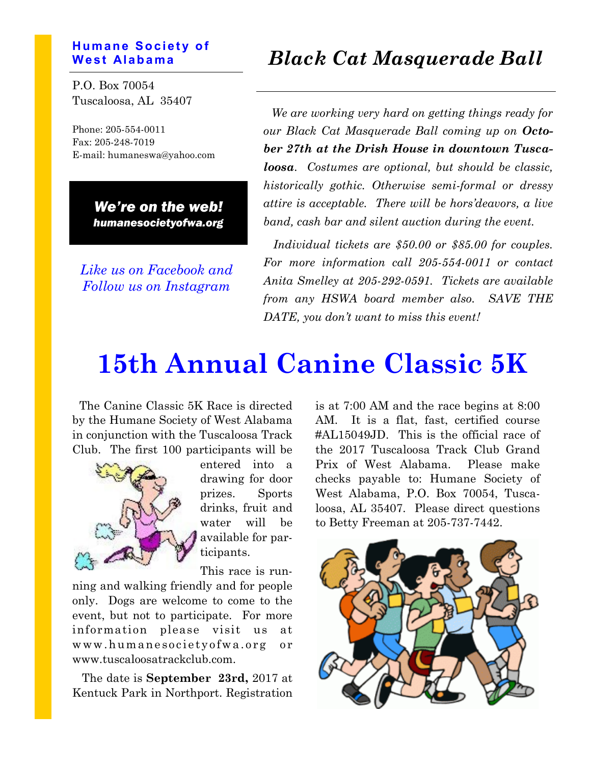**Humane Society of West Alabama**

P.O. Box 70054
Tuscaloosa, AL 35407

Phone: 205-554-0011
Fax: 205-248-7019
E-mail: humaneswa@yahoo.com

***We're on the web!***
***humanesocietyofwa.org***

*Like us on Facebook and Follow us on Instagram*

# *Black Cat Masquerade Ball*

*We are working very hard on getting things ready for our Black Cat Masquerade Ball coming up on* ***October 27th at the Drish House in downtown Tuscaloosa****. Costumes are optional, but should be classic, historically gothic. Otherwise semi-formal or dressy attire is acceptable. There will be hors'deavors, a live band, cash bar and silent auction during the event.*

*Individual tickets are $50.00 or $85.00 for couples. For more information call 205-554-0011 or contact Anita Smelley at 205-292-0591. Tickets are available from any HSWA board member also. SAVE THE DATE, you don't want to miss this event!*

# 15th Annual Canine Classic 5K

The Canine Classic 5K Race is directed by the Humane Society of West Alabama in conjunction with the Tuscaloosa Track Club. The first 100 participants will be entered into a drawing for door prizes. Sports drinks, fruit and water will be available for participants.

This race is running and walking friendly and for people only. Dogs are welcome to come to the event, but not to participate. For more information please visit us at www.humanesocietyofwa.org or www.tuscaloosatrackclub.com.

The date is **September 23rd,** 2017 at Kentuck Park in Northport. Registration is at 7:00 AM and the race begins at 8:00 AM. It is a flat, fast, certified course #AL15049JD. This is the official race of the 2017 Tuscaloosa Track Club Grand Prix of West Alabama. Please make checks payable to: Humane Society of West Alabama, P.O. Box 70054, Tuscaloosa, AL 35407. Please direct questions to Betty Freeman at 205-737-7442.